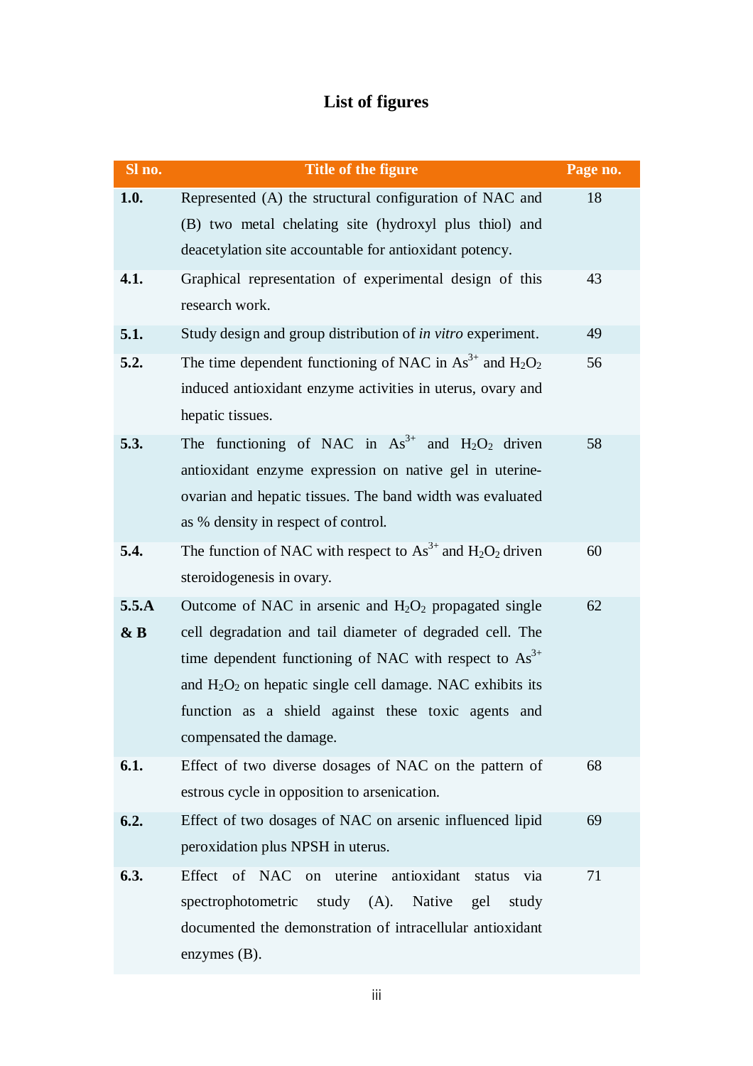# List of figures

| Sl no. | Title of the figure | Page no. |
|---|---|---|
| **1.0.** | Represented (A) the structural configuration of NAC and (B) two metal chelating site (hydroxyl plus thiol) and deacetylation site accountable for antioxidant potency. | 18 |
| **4.1.** | Graphical representation of experimental design of this research work. | 43 |
| **5.1.** | Study design and group distribution of *in vitro* experiment. | 49 |
| **5.2.** | The time dependent functioning of NAC in $As^{3+}$ and $H_2O_2$ induced antioxidant enzyme activities in uterus, ovary and hepatic tissues. | 56 |
| **5.3.** | The functioning of NAC in $As^{3+}$ and $H_2O_2$ driven antioxidant enzyme expression on native gel in uterine-ovarian and hepatic tissues. The band width was evaluated as % density in respect of control. | 58 |
| **5.4.** | The function of NAC with respect to $As^{3+}$ and $H_2O_2$ driven steroidogenesis in ovary. | 60 |
| **5.5.A & B** | Outcome of NAC in arsenic and $H_2O_2$ propagated single cell degradation and tail diameter of degraded cell. The time dependent functioning of NAC with respect to $As^{3+}$ and $H_2O_2$ on hepatic single cell damage. NAC exhibits its function as a shield against these toxic agents and compensated the damage. | 62 |
| **6.1.** | Effect of two diverse dosages of NAC on the pattern of estrous cycle in opposition to arsenication. | 68 |
| **6.2.** | Effect of two dosages of NAC on arsenic influenced lipid peroxidation plus NPSH in uterus. | 69 |
| **6.3.** | Effect of NAC on uterine antioxidant status via spectrophotometric study (A). Native gel study documented the demonstration of intracellular antioxidant enzymes (B). | 71 |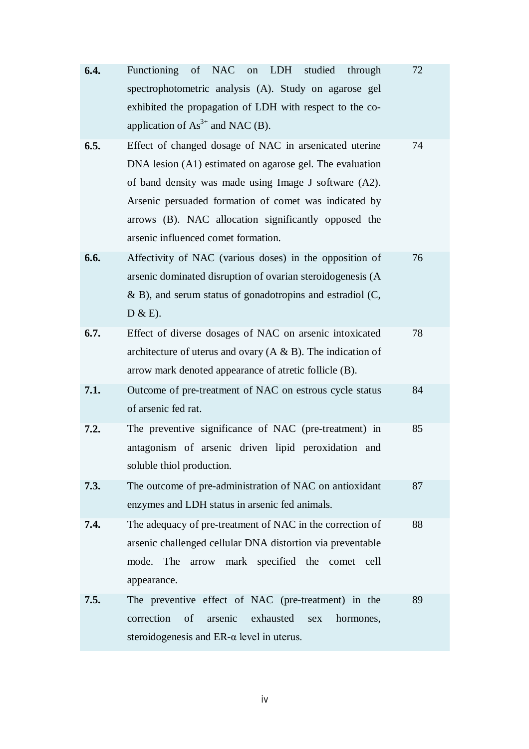| | | |
|---|---|---|
| **6.4.** | Functioning of NAC on LDH studied through spectrophotometric analysis (A). Study on agarose gel exhibited the propagation of LDH with respect to the co-application of $As^{3+}$ and NAC (B). | 72 |
| **6.5.** | Effect of changed dosage of NAC in arsenicated uterine DNA lesion (A1) estimated on agarose gel. The evaluation of band density was made using Image J software (A2). Arsenic persuaded formation of comet was indicated by arrows (B). NAC allocation significantly opposed the arsenic influenced comet formation. | 74 |
| **6.6.** | Affectivity of NAC (various doses) in the opposition of arsenic dominated disruption of ovarian steroidogenesis (A & B), and serum status of gonadotropins and estradiol (C, D & E). | 76 |
| **6.7.** | Effect of diverse dosages of NAC on arsenic intoxicated architecture of uterus and ovary (A & B). The indication of arrow mark denoted appearance of atretic follicle (B). | 78 |
| **7.1.** | Outcome of pre-treatment of NAC on estrous cycle status of arsenic fed rat. | 84 |
| **7.2.** | The preventive significance of NAC (pre-treatment) in antagonism of arsenic driven lipid peroxidation and soluble thiol production. | 85 |
| **7.3.** | The outcome of pre-administration of NAC on antioxidant enzymes and LDH status in arsenic fed animals. | 87 |
| **7.4.** | The adequacy of pre-treatment of NAC in the correction of arsenic challenged cellular DNA distortion via preventable mode. The arrow mark specified the comet cell appearance. | 88 |
| **7.5.** | The preventive effect of NAC (pre-treatment) in the correction of arsenic exhausted sex hormones, steroidogenesis and ER-α level in uterus. | 89 |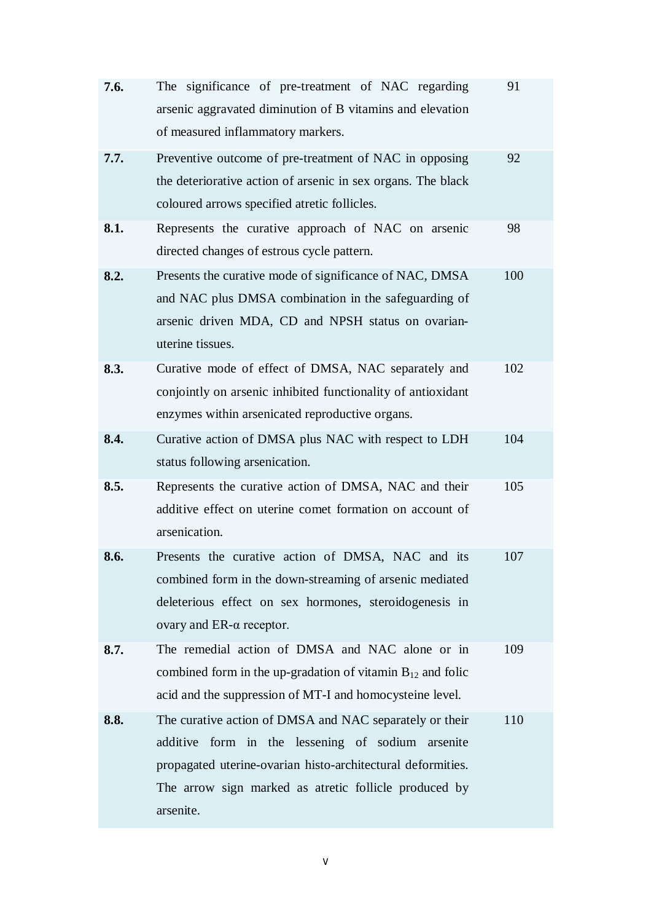| | | |
|---|---|---|
| **7.6.** | The significance of pre-treatment of NAC regarding arsenic aggravated diminution of B vitamins and elevation of measured inflammatory markers. | 91 |
| **7.7.** | Preventive outcome of pre-treatment of NAC in opposing the deteriorative action of arsenic in sex organs. The black coloured arrows specified atretic follicles. | 92 |
| **8.1.** | Represents the curative approach of NAC on arsenic directed changes of estrous cycle pattern. | 98 |
| **8.2.** | Presents the curative mode of significance of NAC, DMSA and NAC plus DMSA combination in the safeguarding of arsenic driven MDA, CD and NPSH status on ovarian-uterine tissues. | 100 |
| **8.3.** | Curative mode of effect of DMSA, NAC separately and conjointly on arsenic inhibited functionality of antioxidant enzymes within arsenicated reproductive organs. | 102 |
| **8.4.** | Curative action of DMSA plus NAC with respect to LDH status following arsenication. | 104 |
| **8.5.** | Represents the curative action of DMSA, NAC and their additive effect on uterine comet formation on account of arsenication. | 105 |
| **8.6.** | Presents the curative action of DMSA, NAC and its combined form in the down-streaming of arsenic mediated deleterious effect on sex hormones, steroidogenesis in ovary and ER-α receptor. | 107 |
| **8.7.** | The remedial action of DMSA and NAC alone or in combined form in the up-gradation of vitamin $B_{12}$ and folic acid and the suppression of MT-I and homocysteine level. | 109 |
| **8.8.** | The curative action of DMSA and NAC separately or their additive form in the lessening of sodium arsenite propagated uterine-ovarian histo-architectural deformities. The arrow sign marked as atretic follicle produced by arsenite. | 110 |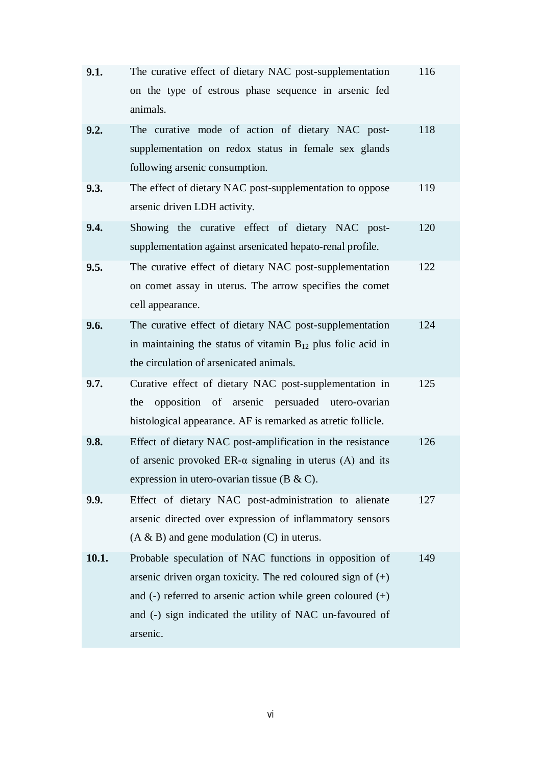| | | |
|---|---|---|
| **9.1.** | The curative effect of dietary NAC post-supplementation on the type of estrous phase sequence in arsenic fed animals. | 116 |
| **9.2.** | The curative mode of action of dietary NAC post-supplementation on redox status in female sex glands following arsenic consumption. | 118 |
| **9.3.** | The effect of dietary NAC post-supplementation to oppose arsenic driven LDH activity. | 119 |
| **9.4.** | Showing the curative effect of dietary NAC post-supplementation against arsenicated hepato-renal profile. | 120 |
| **9.5.** | The curative effect of dietary NAC post-supplementation on comet assay in uterus. The arrow specifies the comet cell appearance. | 122 |
| **9.6.** | The curative effect of dietary NAC post-supplementation in maintaining the status of vitamin $B_{12}$ plus folic acid in the circulation of arsenicated animals. | 124 |
| **9.7.** | Curative effect of dietary NAC post-supplementation in the opposition of arsenic persuaded utero-ovarian histological appearance. AF is remarked as atretic follicle. | 125 |
| **9.8.** | Effect of dietary NAC post-amplification in the resistance of arsenic provoked ER-α signaling in uterus (A) and its expression in utero-ovarian tissue (B & C). | 126 |
| **9.9.** | Effect of dietary NAC post-administration to alienate arsenic directed over expression of inflammatory sensors (A & B) and gene modulation (C) in uterus. | 127 |
| **10.1.** | Probable speculation of NAC functions in opposition of arsenic driven organ toxicity. The red coloured sign of (+) and (-) referred to arsenic action while green coloured (+) and (-) sign indicated the utility of NAC un-favoured of arsenic. | 149 |